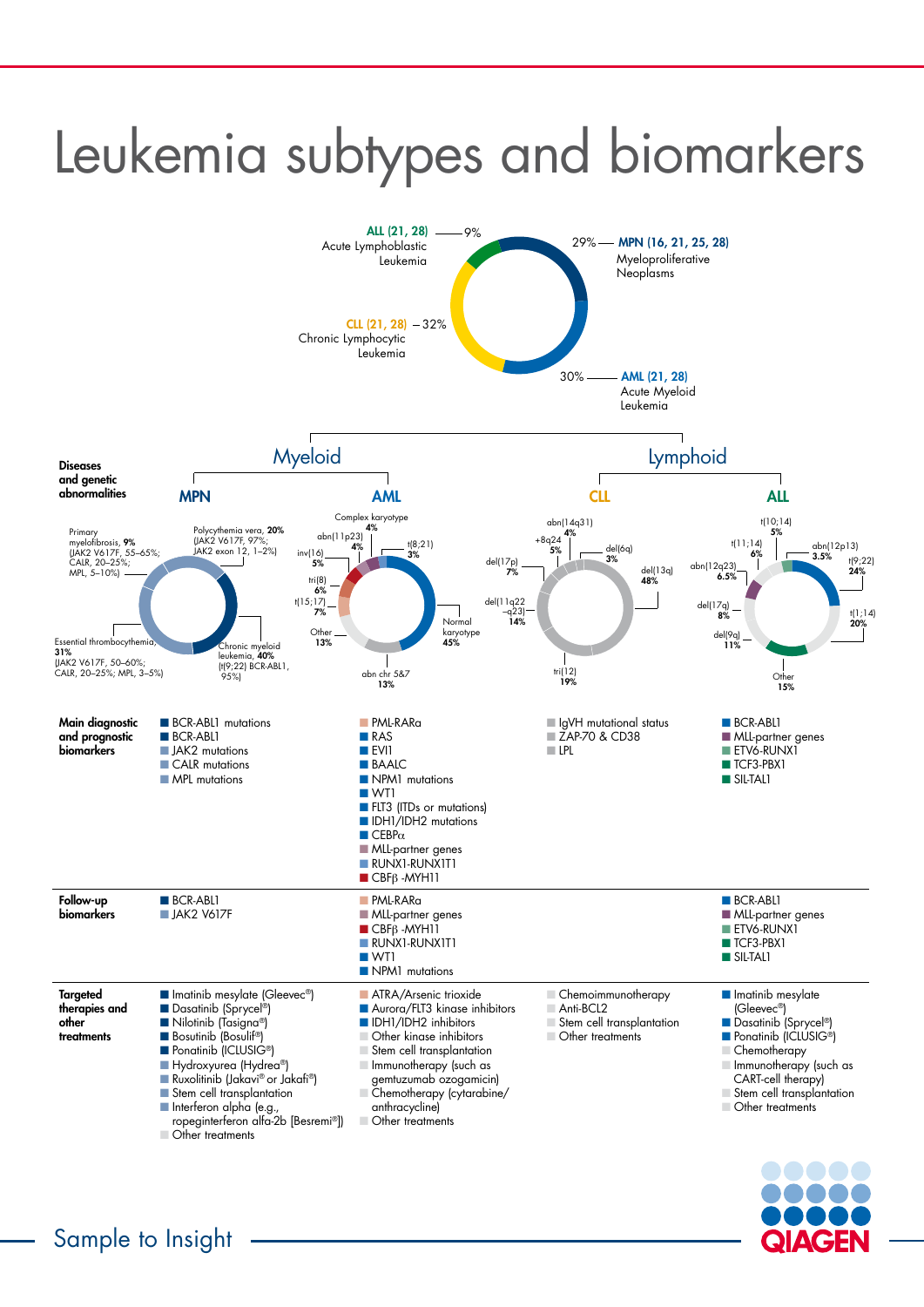# Leukemia subtypes and biomarkers

- **ALL (21, 28)** Acute Lymphoblastic Leukemia — 9%
- **MPN (16, 21, 25, 28)** Myeloproliferative Neoplasms — 29%
- **CLL (21, 28)** Chronic Lymphocytic Leukemia — 32%
- **AML (21, 28)** Acute Myeloid Leukemia — 30%

## Myeloid / Lymphoid

| | Myeloid | | Lymphoid | |
|---|---|---|---|---|
| | **MPN** | **AML** | **CLL** | **ALL** |
| **Diseases and genetic abnormalities** | Primary myelofibrosis, **9%** (JAK2 V617F, 55–65%; CALR, 20–25%; MPL, 5–10%)<br>Polycythemia vera, **20%** (JAK2 V617F, 97%; JAK2 exon 12, 1–2%)<br>Essential thrombocythemia, **31%** (JAK2 V617F, 50–60%; CALR, 20–25%; MPL, 3–5%)<br>Chronic myeloid leukemia, **40%** (t(9;22) BCR-ABL1, 95%) | Complex karyotype **4%**<br>abn(11p23) **4%**<br>t(8;21) **3%**<br>inv(16) **5%**<br>tri(8) **6%**<br>t(15;17) **7%**<br>Other **13%**<br>Normal karyotype **45%**<br>abn chr 5&7 **13%** | abn(14q31) **4%**<br>+8q24 **5%**<br>del(6q) **3%**<br>del(17p) **7%**<br>del(13q) **48%**<br>del(11q22–q23) **14%**<br>tri(12) **19%** | t(10;14) **5%**<br>t(11;14) **6%**<br>abn(12p13) **3.5%**<br>abn(12q23) **6.5%**<br>t(9;22) **24%**<br>del(17q) **8%**<br>t(1;14) **20%**<br>del(9q) **11%**<br>Other **15%** |
| **Main diagnostic and prognostic biomarkers** | BCR-ABL1 mutations<br>BCR-ABL1<br>JAK2 mutations<br>CALR mutations<br>MPL mutations | PML-RARα<br>RAS<br>EVI1<br>BAALC<br>NPM1 mutations<br>WT1<br>FLT3 (ITDs or mutations)<br>IDH1/IDH2 mutations<br>CEBPα<br>MLL-partner genes<br>RUNX1-RUNX1T1<br>CBFβ -MYH11 | IgVH mutational status<br>ZAP-70 & CD38<br>LPL | BCR-ABL1<br>MLL-partner genes<br>ETV6-RUNX1<br>TCF3-PBX1<br>SIL-TAL1 |
| **Follow-up biomarkers** | BCR-ABL1<br>JAK2 V617F | PML-RARα<br>MLL-partner genes<br>CBFβ -MYH11<br>RUNX1-RUNX1T1<br>WT1<br>NPM1 mutations | | BCR-ABL1<br>MLL-partner genes<br>ETV6-RUNX1<br>TCF3-PBX1<br>SIL-TAL1 |
| **Targeted therapies and other treatments** | Imatinib mesylate (Gleevec®)<br>Dasatinib (Sprycel®)<br>Nilotinib (Tasigna®)<br>Bosutinib (Bosulif®)<br>Ponatinib (ICLUSIG®)<br>Hydroxyurea (Hydrea®)<br>Ruxolitinib (Jakavi® or Jakafi®)<br>Stem cell transplantation<br>Interferon alpha (e.g., ropeginterferon alfa-2b [Besremi®])<br>Other treatments | ATRA/Arsenic trioxide<br>Aurora/FLT3 kinase inhibitors<br>IDH1/IDH2 inhibitors<br>Other kinase inhibitors<br>Stem cell transplantation<br>Immunotherapy (such as gemtuzumab ozogamicin)<br>Chemotherapy (cytarabine/anthracycline)<br>Other treatments | Chemoimmunotherapy<br>Anti-BCL2<br>Stem cell transplantation<br>Other treatments | Imatinib mesylate (Gleevec®)<br>Dasatinib (Sprycel®)<br>Ponatinib (ICLUSIG®)<br>Chemotherapy<br>Immunotherapy (such as CART-cell therapy)<br>Stem cell transplantation<br>Other treatments |

Sample to Insight

QIAGEN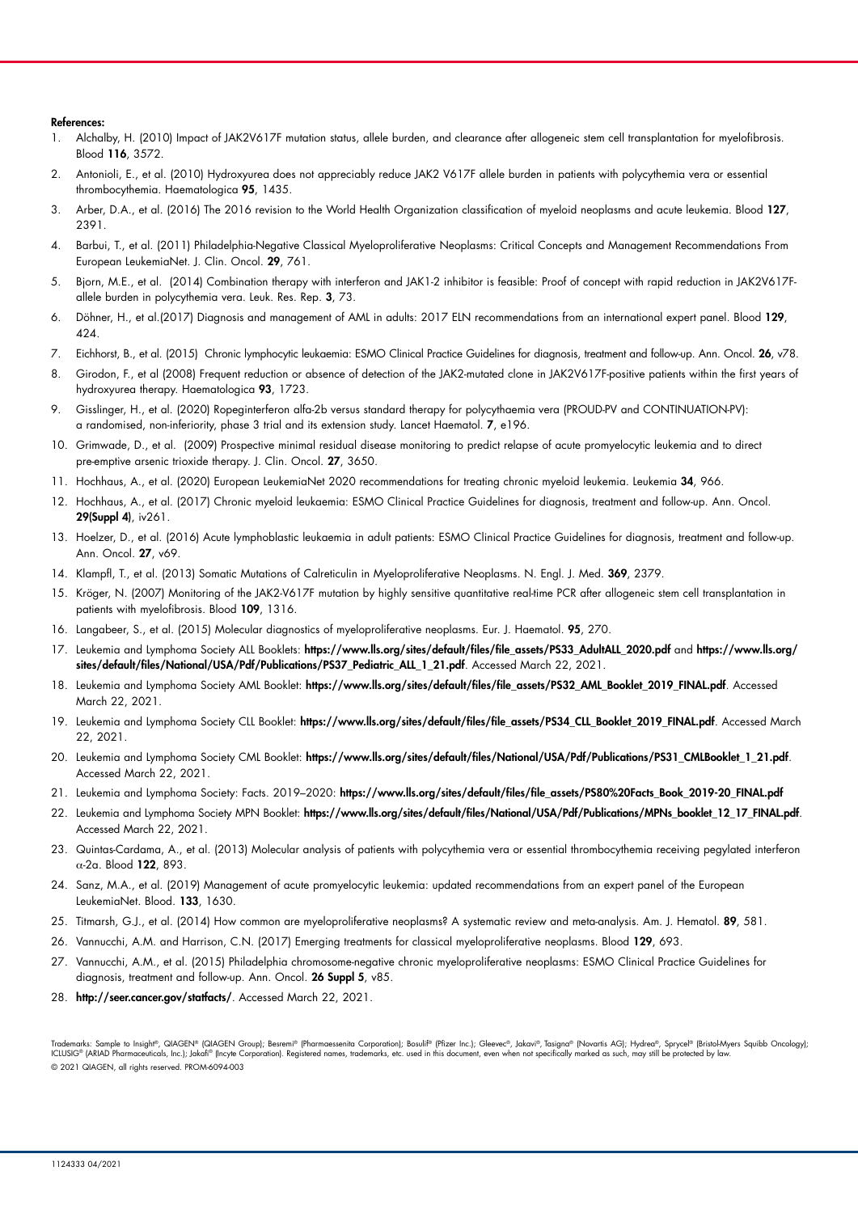**References:**

1. Alchalby, H. (2010) Impact of JAK2V617F mutation status, allele burden, and clearance after allogeneic stem cell transplantation for myelofibrosis. Blood **116**, 3572.
2. Antonioli, E., et al. (2010) Hydroxyurea does not appreciably reduce JAK2 V617F allele burden in patients with polycythemia vera or essential thrombocythemia. Haematologica **95**, 1435.
3. Arber, D.A., et al. (2016) The 2016 revision to the World Health Organization classification of myeloid neoplasms and acute leukemia. Blood **127**, 2391.
4. Barbui, T., et al. (2011) Philadelphia-Negative Classical Myeloproliferative Neoplasms: Critical Concepts and Management Recommendations From European LeukemiaNet. J. Clin. Oncol. **29**, 761.
5. Bjorn, M.E., et al. (2014) Combination therapy with interferon and JAK1-2 inhibitor is feasible: Proof of concept with rapid reduction in JAK2V617F-allele burden in polycythemia vera. Leuk. Res. Rep. **3**, 73.
6. Döhner, H., et al.(2017) Diagnosis and management of AML in adults: 2017 ELN recommendations from an international expert panel. Blood **129**, 424.
7. Eichhorst, B., et al. (2015) Chronic lymphocytic leukaemia: ESMO Clinical Practice Guidelines for diagnosis, treatment and follow-up. Ann. Oncol. **26**, v78.
8. Girodon, F., et al (2008) Frequent reduction or absence of detection of the JAK2-mutated clone in JAK2V617F-positive patients within the first years of hydroxyurea therapy. Haematologica **93**, 1723.
9. Gisslinger, H., et al. (2020) Ropeginterferon alfa-2b versus standard therapy for polycythaemia vera (PROUD-PV and CONTINUATION-PV): a randomised, non-inferiority, phase 3 trial and its extension study. Lancet Haematol. **7**, e196.
10. Grimwade, D., et al. (2009) Prospective minimal residual disease monitoring to predict relapse of acute promyelocytic leukemia and to direct pre-emptive arsenic trioxide therapy. J. Clin. Oncol. **27**, 3650.
11. Hochhaus, A., et al. (2020) European LeukemiaNet 2020 recommendations for treating chronic myeloid leukemia. Leukemia **34**, 966.
12. Hochhaus, A., et al. (2017) Chronic myeloid leukaemia: ESMO Clinical Practice Guidelines for diagnosis, treatment and follow-up. Ann. Oncol. **29(Suppl 4)**, iv261.
13. Hoelzer, D., et al. (2016) Acute lymphoblastic leukaemia in adult patients: ESMO Clinical Practice Guidelines for diagnosis, treatment and follow-up. Ann. Oncol. **27**, v69.
14. Klampfl, T., et al. (2013) Somatic Mutations of Calreticulin in Myeloproliferative Neoplasms. N. Engl. J. Med. **369**, 2379.
15. Kröger, N. (2007) Monitoring of the JAK2-V617F mutation by highly sensitive quantitative real-time PCR after allogeneic stem cell transplantation in patients with myelofibrosis. Blood **109**, 1316.
16. Langabeer, S., et al. (2015) Molecular diagnostics of myeloproliferative neoplasms. Eur. J. Haematol. **95**, 270.
17. Leukemia and Lymphoma Society ALL Booklets: **https://www.lls.org/sites/default/files/file_assets/PS33_AdultALL_2020.pdf** and **https://www.lls.org/sites/default/files/National/USA/Pdf/Publications/PS37_Pediatric_ALL_1_21.pdf**. Accessed March 22, 2021.
18. Leukemia and Lymphoma Society AML Booklet: **https://www.lls.org/sites/default/files/file_assets/PS32_AML_Booklet_2019_FINAL.pdf**. Accessed March 22, 2021.
19. Leukemia and Lymphoma Society CLL Booklet: **https://www.lls.org/sites/default/files/file_assets/PS34_CLL_Booklet_2019_FINAL.pdf**. Accessed March 22, 2021.
20. Leukemia and Lymphoma Society CML Booklet: **https://www.lls.org/sites/default/files/National/USA/Pdf/Publications/PS31_CMLBooklet_1_21.pdf**. Accessed March 22, 2021.
21. Leukemia and Lymphoma Society: Facts. 2019–2020: **https://www.lls.org/sites/default/files/file_assets/PS80%20Facts_Book_2019-20_FINAL.pdf**
22. Leukemia and Lymphoma Society MPN Booklet: **https://www.lls.org/sites/default/files/National/USA/Pdf/Publications/MPNs_booklet_12_17_FINAL.pdf**. Accessed March 22, 2021.
23. Quintas-Cardama, A., et al. (2013) Molecular analysis of patients with polycythemia vera or essential thrombocythemia receiving pegylated interferon α-2a. Blood **122**, 893.
24. Sanz, M.A., et al. (2019) Management of acute promyelocytic leukemia: updated recommendations from an expert panel of the European LeukemiaNet. Blood. **133**, 1630.
25. Titmarsh, G.J., et al. (2014) How common are myeloproliferative neoplasms? A systematic review and meta-analysis. Am. J. Hematol. **89**, 581.
26. Vannucchi, A.M. and Harrison, C.N. (2017) Emerging treatments for classical myeloproliferative neoplasms. Blood **129**, 693.
27. Vannucchi, A.M., et al. (2015) Philadelphia chromosome-negative chronic myeloproliferative neoplasms: ESMO Clinical Practice Guidelines for diagnosis, treatment and follow-up. Ann. Oncol. **26 Suppl 5**, v85.
28. **http://seer.cancer.gov/statfacts/**. Accessed March 22, 2021.

Trademarks: Sample to Insight®, QIAGEN® (QIAGEN Group); Besremi® (Pharmaessenita Corporation); Bosulif® (Pfizer Inc.); Gleevec®, Jakavi®, Tasigna® (Novartis AG); Hydrea®, Sprycel® (Bristol-Myers Squibb Oncology); ICLUSIG® (ARIAD Pharmaceuticals, Inc.); Jakafi® (Incyte Corporation). Registered names, trademarks, etc. used in this document, even when not specifically marked as such, may still be protected by law.

© 2021 QIAGEN, all rights reserved. PROM-6094-003

1124333 04/2021